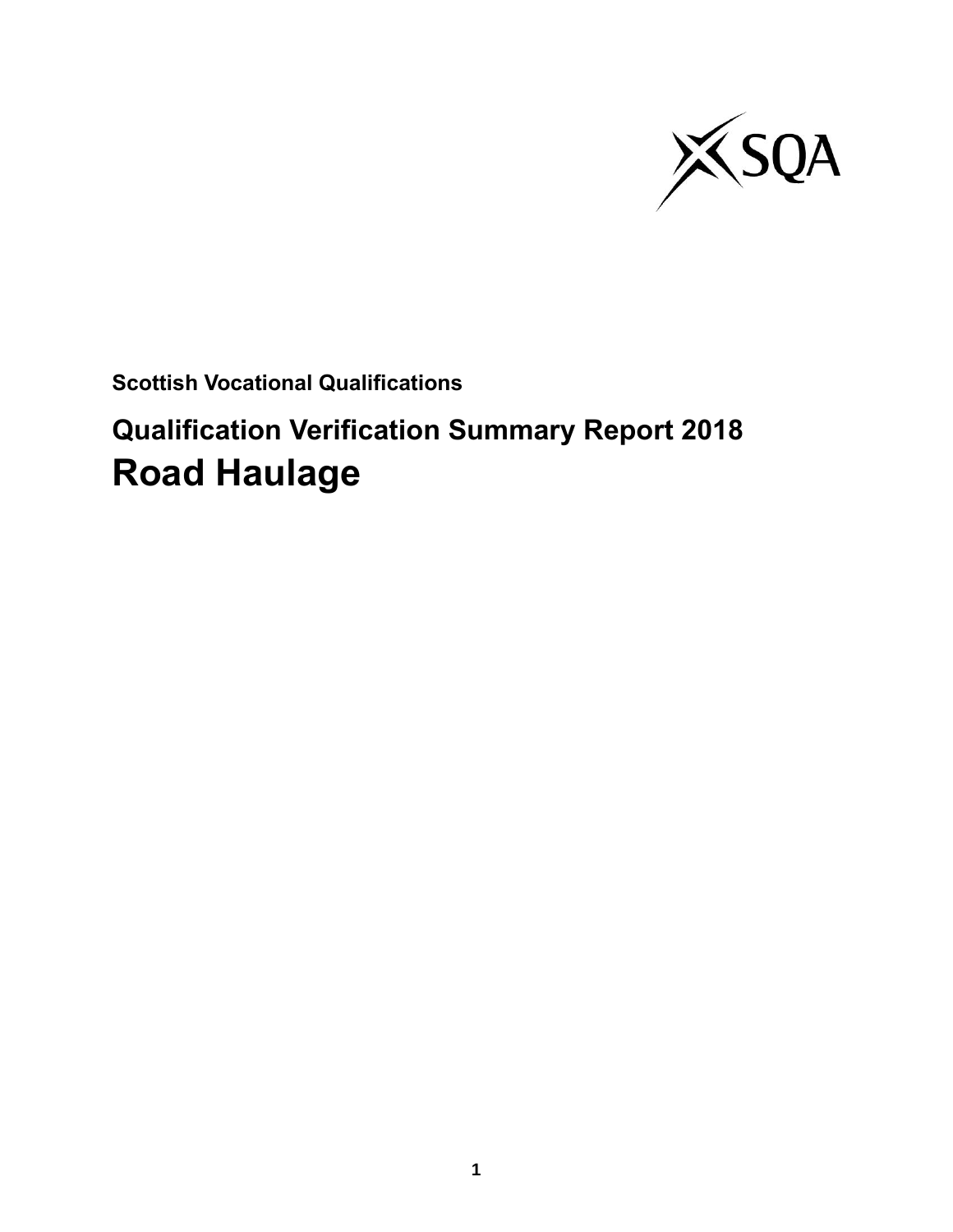**Scottish Vocational Qualifications**

## Qualification Verification Summary Report 2018

# Road Haulage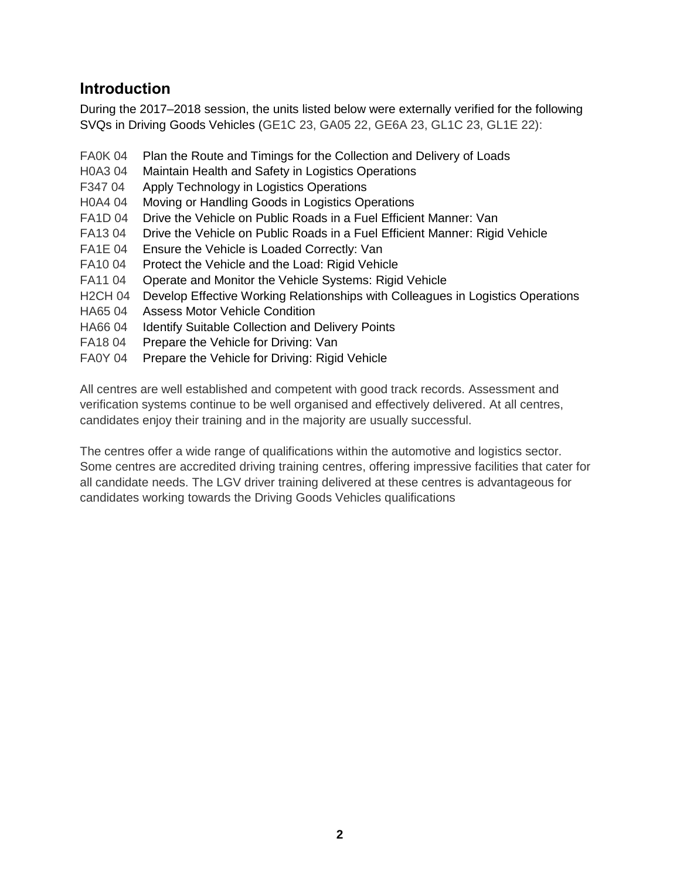## Introduction

During the 2017–2018 session, the units listed below were externally verified for the following SVQs in Driving Goods Vehicles (GE1C 23, GA05 22, GE6A 23, GL1C 23, GL1E 22):

FA0K 04 Plan the Route and Timings for the Collection and Delivery of Loads
H0A3 04 Maintain Health and Safety in Logistics Operations
F347 04 Apply Technology in Logistics Operations
H0A4 04 Moving or Handling Goods in Logistics Operations
FA1D 04 Drive the Vehicle on Public Roads in a Fuel Efficient Manner: Van
FA13 04 Drive the Vehicle on Public Roads in a Fuel Efficient Manner: Rigid Vehicle
FA1E 04 Ensure the Vehicle is Loaded Correctly: Van
FA10 04 Protect the Vehicle and the Load: Rigid Vehicle
FA11 04 Operate and Monitor the Vehicle Systems: Rigid Vehicle
H2CH 04 Develop Effective Working Relationships with Colleagues in Logistics Operations
HA65 04 Assess Motor Vehicle Condition
HA66 04 Identify Suitable Collection and Delivery Points
FA18 04 Prepare the Vehicle for Driving: Van
FA0Y 04 Prepare the Vehicle for Driving: Rigid Vehicle

All centres are well established and competent with good track records. Assessment and verification systems continue to be well organised and effectively delivered. At all centres, candidates enjoy their training and in the majority are usually successful.

The centres offer a wide range of qualifications within the automotive and logistics sector. Some centres are accredited driving training centres, offering impressive facilities that cater for all candidate needs. The LGV driver training delivered at these centres is advantageous for candidates working towards the Driving Goods Vehicles qualifications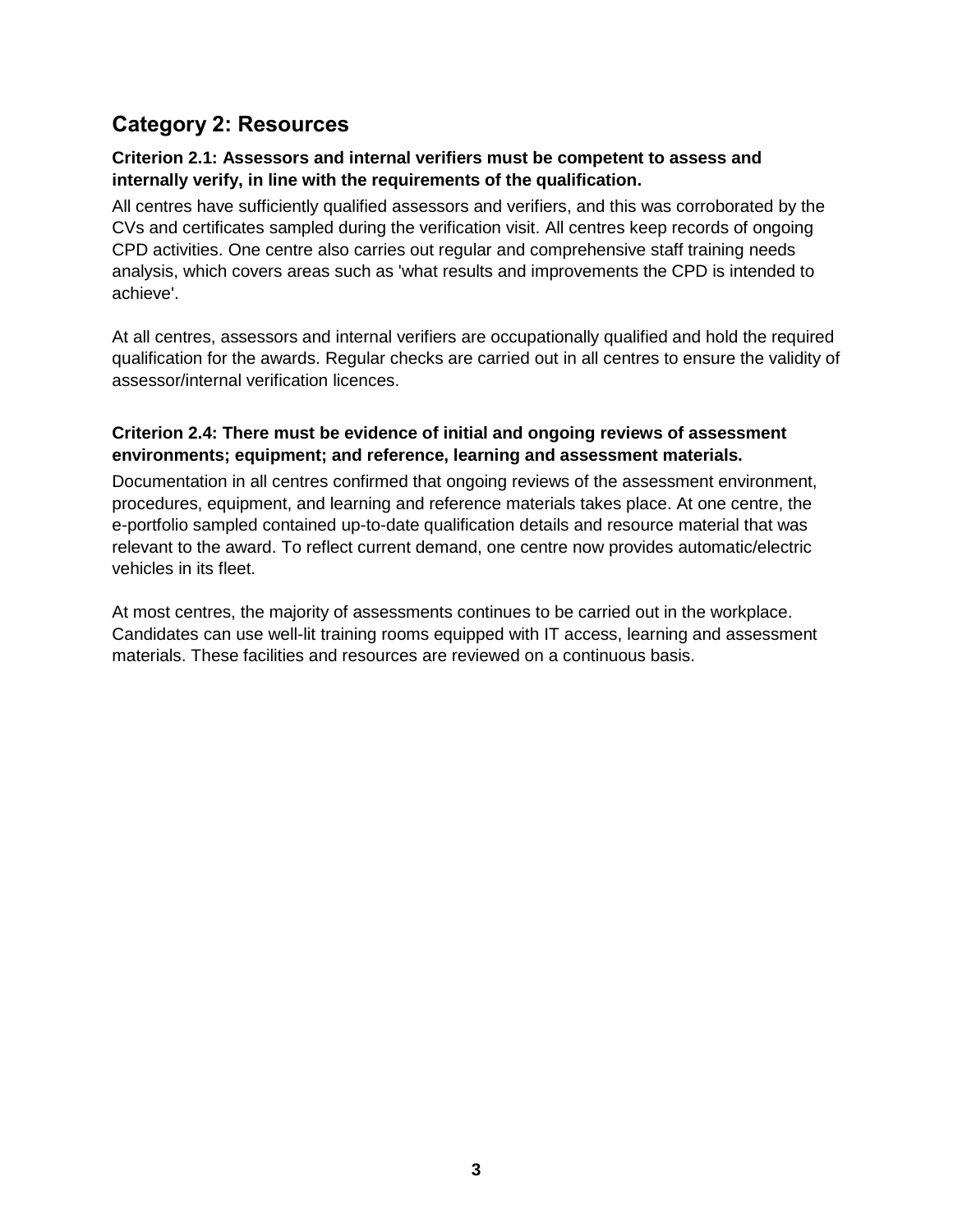## Category 2: Resources

### Criterion 2.1: Assessors and internal verifiers must be competent to assess and internally verify, in line with the requirements of the qualification.

All centres have sufficiently qualified assessors and verifiers, and this was corroborated by the CVs and certificates sampled during the verification visit. All centres keep records of ongoing CPD activities. One centre also carries out regular and comprehensive staff training needs analysis, which covers areas such as 'what results and improvements the CPD is intended to achieve'.

At all centres, assessors and internal verifiers are occupationally qualified and hold the required qualification for the awards. Regular checks are carried out in all centres to ensure the validity of assessor/internal verification licences.

### Criterion 2.4: There must be evidence of initial and ongoing reviews of assessment environments; equipment; and reference, learning and assessment materials.

Documentation in all centres confirmed that ongoing reviews of the assessment environment, procedures, equipment, and learning and reference materials takes place. At one centre, the e-portfolio sampled contained up-to-date qualification details and resource material that was relevant to the award. To reflect current demand, one centre now provides automatic/electric vehicles in its fleet.

At most centres, the majority of assessments continues to be carried out in the workplace. Candidates can use well-lit training rooms equipped with IT access, learning and assessment materials. These facilities and resources are reviewed on a continuous basis.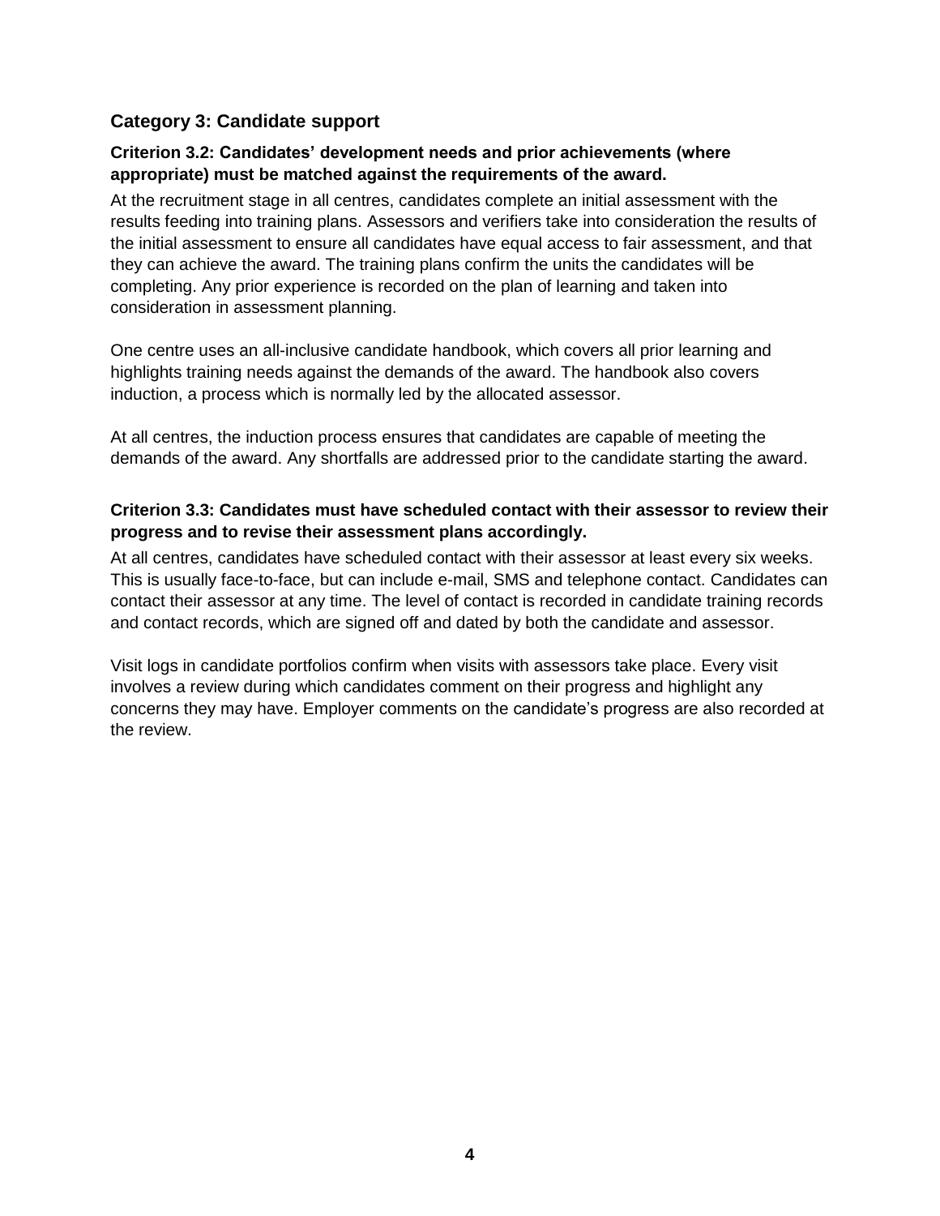## Category 3: Candidate support

### Criterion 3.2: Candidates' development needs and prior achievements (where appropriate) must be matched against the requirements of the award.

At the recruitment stage in all centres, candidates complete an initial assessment with the results feeding into training plans. Assessors and verifiers take into consideration the results of the initial assessment to ensure all candidates have equal access to fair assessment, and that they can achieve the award. The training plans confirm the units the candidates will be completing. Any prior experience is recorded on the plan of learning and taken into consideration in assessment planning.

One centre uses an all-inclusive candidate handbook, which covers all prior learning and highlights training needs against the demands of the award. The handbook also covers induction, a process which is normally led by the allocated assessor.

At all centres, the induction process ensures that candidates are capable of meeting the demands of the award. Any shortfalls are addressed prior to the candidate starting the award.

### Criterion 3.3: Candidates must have scheduled contact with their assessor to review their progress and to revise their assessment plans accordingly.

At all centres, candidates have scheduled contact with their assessor at least every six weeks. This is usually face-to-face, but can include e-mail, SMS and telephone contact. Candidates can contact their assessor at any time. The level of contact is recorded in candidate training records and contact records, which are signed off and dated by both the candidate and assessor.

Visit logs in candidate portfolios confirm when visits with assessors take place. Every visit involves a review during which candidates comment on their progress and highlight any concerns they may have. Employer comments on the candidate's progress are also recorded at the review.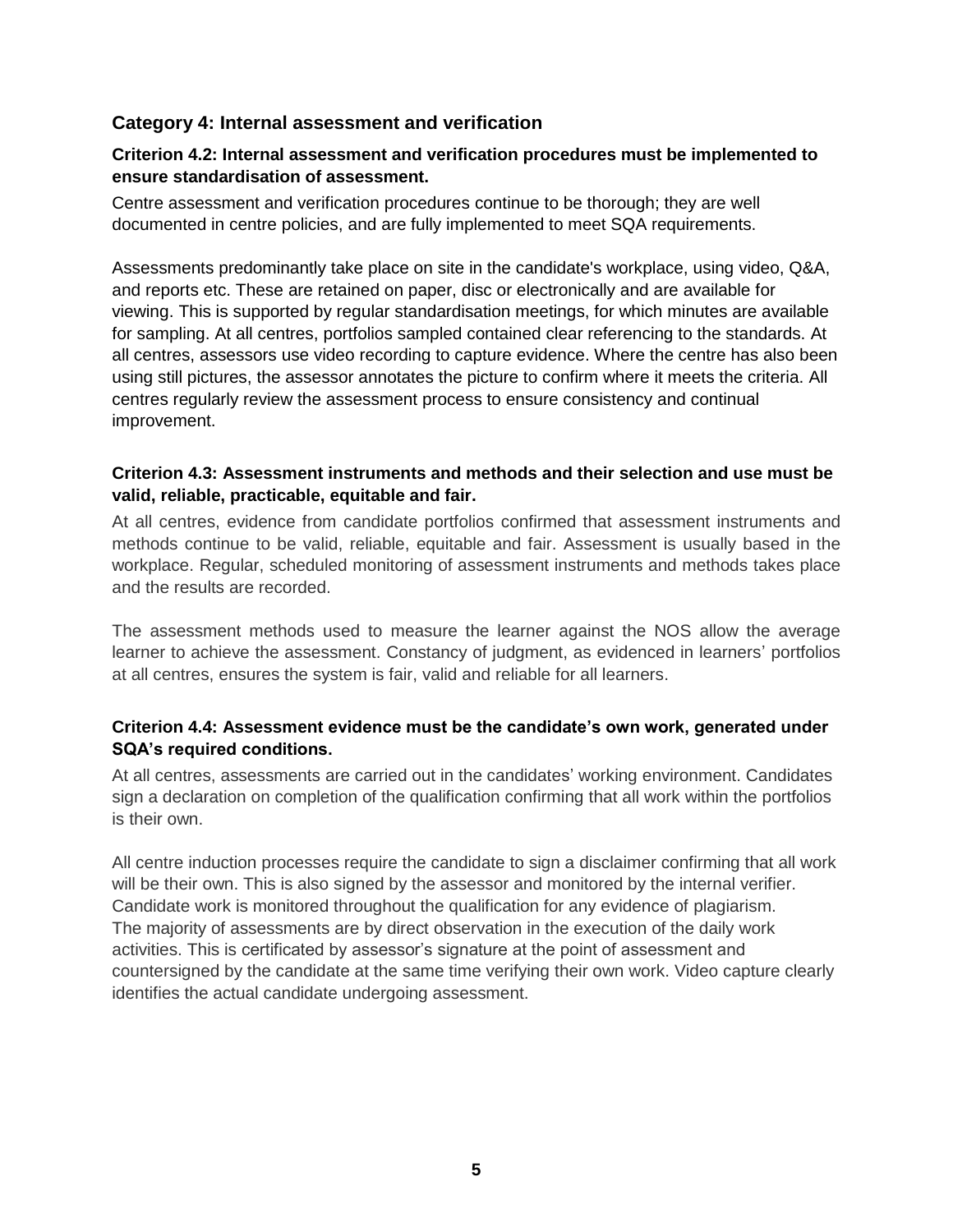## Category 4: Internal assessment and verification

### Criterion 4.2: Internal assessment and verification procedures must be implemented to ensure standardisation of assessment.

Centre assessment and verification procedures continue to be thorough; they are well documented in centre policies, and are fully implemented to meet SQA requirements.

Assessments predominantly take place on site in the candidate's workplace, using video, Q&A, and reports etc. These are retained on paper, disc or electronically and are available for viewing. This is supported by regular standardisation meetings, for which minutes are available for sampling. At all centres, portfolios sampled contained clear referencing to the standards. At all centres, assessors use video recording to capture evidence. Where the centre has also been using still pictures, the assessor annotates the picture to confirm where it meets the criteria. All centres regularly review the assessment process to ensure consistency and continual improvement.

### Criterion 4.3: Assessment instruments and methods and their selection and use must be valid, reliable, practicable, equitable and fair.

At all centres, evidence from candidate portfolios confirmed that assessment instruments and methods continue to be valid, reliable, equitable and fair. Assessment is usually based in the workplace. Regular, scheduled monitoring of assessment instruments and methods takes place and the results are recorded.

The assessment methods used to measure the learner against the NOS allow the average learner to achieve the assessment. Constancy of judgment, as evidenced in learners' portfolios at all centres, ensures the system is fair, valid and reliable for all learners.

### Criterion 4.4: Assessment evidence must be the candidate's own work, generated under SQA's required conditions.

At all centres, assessments are carried out in the candidates' working environment. Candidates sign a declaration on completion of the qualification confirming that all work within the portfolios is their own.

All centre induction processes require the candidate to sign a disclaimer confirming that all work will be their own. This is also signed by the assessor and monitored by the internal verifier. Candidate work is monitored throughout the qualification for any evidence of plagiarism. The majority of assessments are by direct observation in the execution of the daily work activities. This is certificated by assessor's signature at the point of assessment and countersigned by the candidate at the same time verifying their own work. Video capture clearly identifies the actual candidate undergoing assessment.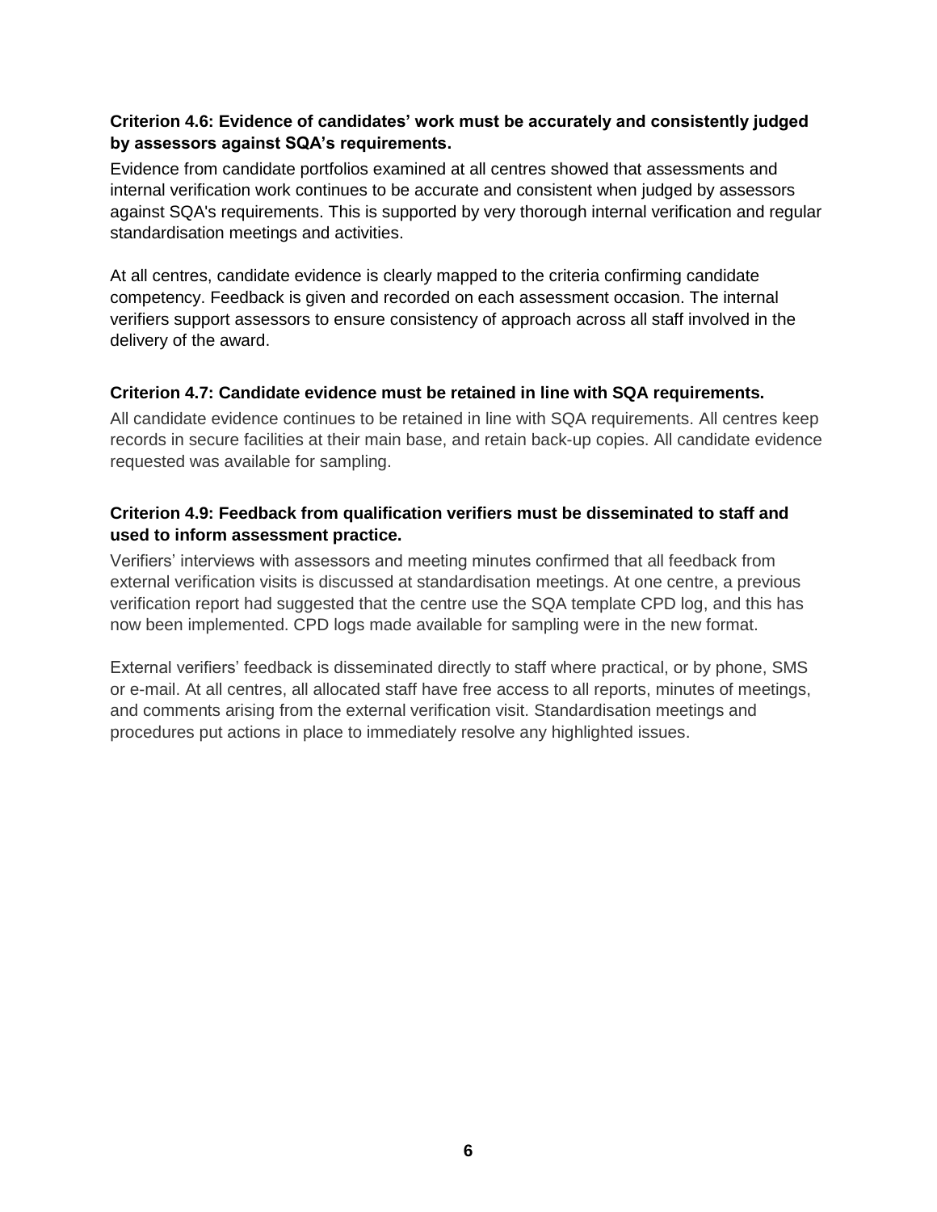**Criterion 4.6: Evidence of candidates' work must be accurately and consistently judged by assessors against SQA's requirements.**

Evidence from candidate portfolios examined at all centres showed that assessments and internal verification work continues to be accurate and consistent when judged by assessors against SQA's requirements. This is supported by very thorough internal verification and regular standardisation meetings and activities.

At all centres, candidate evidence is clearly mapped to the criteria confirming candidate competency. Feedback is given and recorded on each assessment occasion. The internal verifiers support assessors to ensure consistency of approach across all staff involved in the delivery of the award.

**Criterion 4.7: Candidate evidence must be retained in line with SQA requirements.**

All candidate evidence continues to be retained in line with SQA requirements. All centres keep records in secure facilities at their main base, and retain back-up copies. All candidate evidence requested was available for sampling.

**Criterion 4.9: Feedback from qualification verifiers must be disseminated to staff and used to inform assessment practice.**

Verifiers' interviews with assessors and meeting minutes confirmed that all feedback from external verification visits is discussed at standardisation meetings. At one centre, a previous verification report had suggested that the centre use the SQA template CPD log, and this has now been implemented. CPD logs made available for sampling were in the new format.

External verifiers' feedback is disseminated directly to staff where practical, or by phone, SMS or e-mail. At all centres, all allocated staff have free access to all reports, minutes of meetings, and comments arising from the external verification visit. Standardisation meetings and procedures put actions in place to immediately resolve any highlighted issues.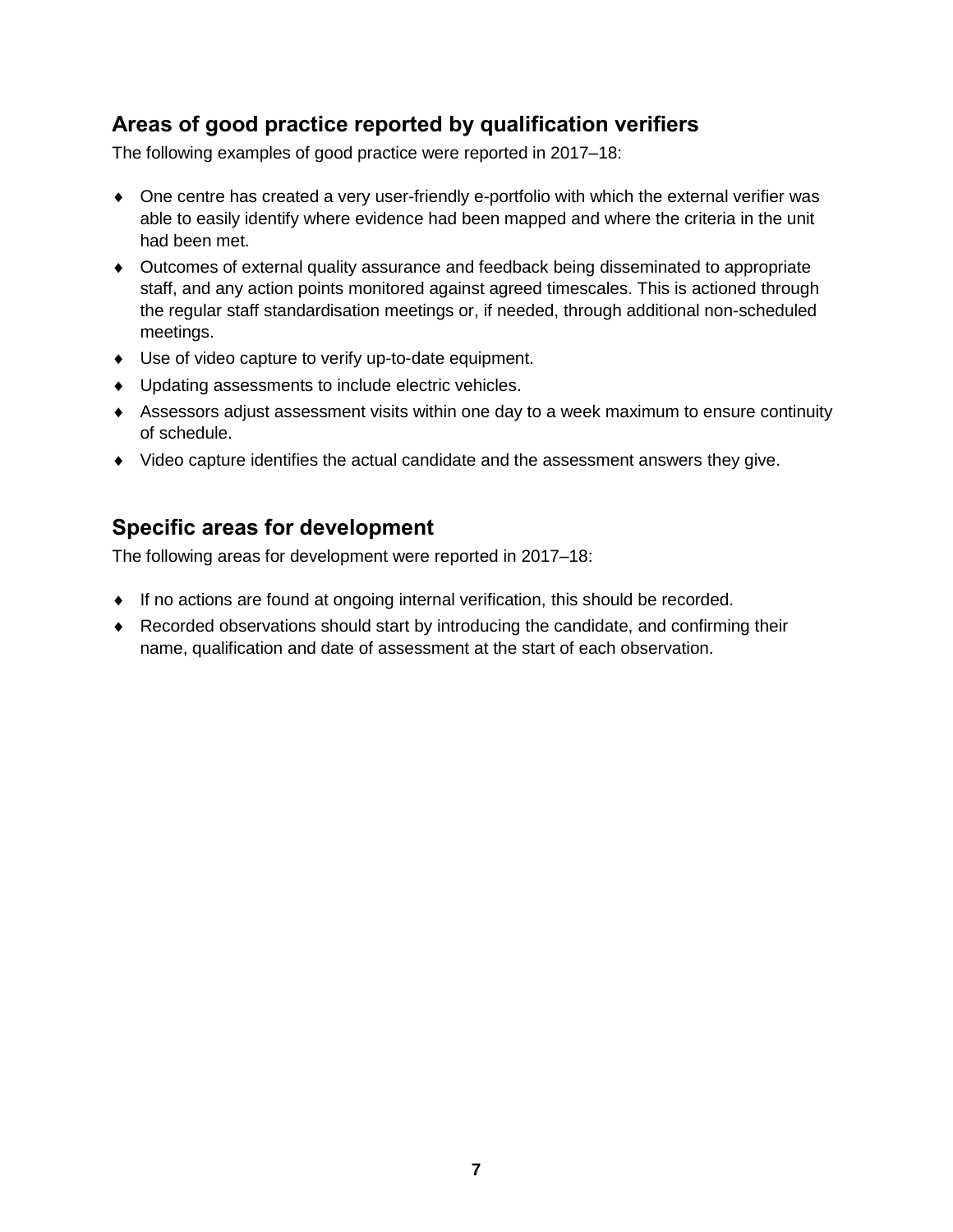## Areas of good practice reported by qualification verifiers

The following examples of good practice were reported in 2017–18:

- One centre has created a very user-friendly e-portfolio with which the external verifier was able to easily identify where evidence had been mapped and where the criteria in the unit had been met.
- Outcomes of external quality assurance and feedback being disseminated to appropriate staff, and any action points monitored against agreed timescales. This is actioned through the regular staff standardisation meetings or, if needed, through additional non-scheduled meetings.
- Use of video capture to verify up-to-date equipment.
- Updating assessments to include electric vehicles.
- Assessors adjust assessment visits within one day to a week maximum to ensure continuity of schedule.
- Video capture identifies the actual candidate and the assessment answers they give.

## Specific areas for development

The following areas for development were reported in 2017–18:

- If no actions are found at ongoing internal verification, this should be recorded.
- Recorded observations should start by introducing the candidate, and confirming their name, qualification and date of assessment at the start of each observation.